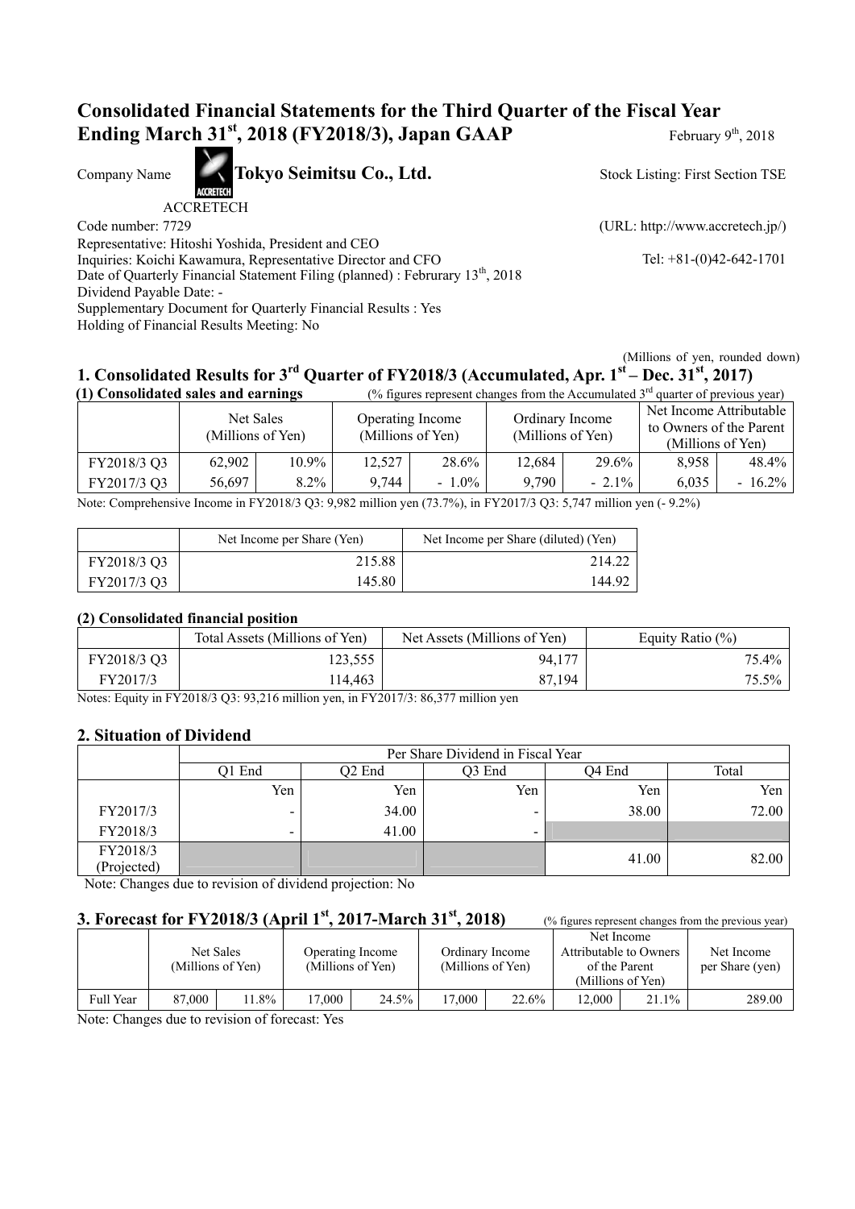# Consolidated Financial Statements for the Third Quarter of the Fiscal Year Ending March 31st, 2018 (FY2018/3), Japan GAAP

February 9th, 2018

Company Name **Tokyo Seimitsu Co., Ltd.** Stock Listing: First Section TSE

ACCRETECH

Code number: 7729 (URL: http://www.accretech.jp/)

Representative: Hitoshi Yoshida, President and CEO

Inquiries: Koichi Kawamura, Representative Director and CFO Tel: +81-(0)42-642-1701

Date of Quarterly Financial Statement Filing (planned) : Februrary 13th, 2018

Dividend Payable Date: -

Supplementary Document for Quarterly Financial Results : Yes

Holding of Financial Results Meeting: No

(Millions of yen, rounded down)

## 1. Consolidated Results for 3rd Quarter of FY2018/3 (Accumulated, Apr. 1st – Dec. 31st, 2017)

**(1) Consolidated sales and earnings** (% figures represent changes from the Accumulated 3rd quarter of previous year)

| | Net Sales (Millions of Yen) | | Operating Income (Millions of Yen) | | Ordinary Income (Millions of Yen) | | Net Income Attributable to Owners of the Parent (Millions of Yen) | |
|---|---|---|---|---|---|---|---|---|
| FY2018/3 Q3 | 62,902 | 10.9% | 12,527 | 28.6% | 12,684 | 29.6% | 8,958 | 48.4% |
| FY2017/3 Q3 | 56,697 | 8.2% | 9,744 | - 1.0% | 9,790 | - 2.1% | 6,035 | - 16.2% |

Note: Comprehensive Income in FY2018/3 Q3: 9,982 million yen (73.7%), in FY2017/3 Q3: 5,747 million yen (- 9.2%)

| | Net Income per Share (Yen) | Net Income per Share (diluted) (Yen) |
|---|---|---|
| FY2018/3 Q3 | 215.88 | 214.22 |
| FY2017/3 Q3 | 145.80 | 144.92 |

**(2) Consolidated financial position**

| | Total Assets (Millions of Yen) | Net Assets (Millions of Yen) | Equity Ratio (%) |
|---|---|---|---|
| FY2018/3 Q3 | 123,555 | 94,177 | 75.4% |
| FY2017/3 | 114,463 | 87,194 | 75.5% |

Notes: Equity in FY2018/3 Q3: 93,216 million yen, in FY2017/3: 86,377 million yen

## 2. Situation of Dividend

| | Per Share Dividend in Fiscal Year | | | | |
|---|---|---|---|---|---|
| | Q1 End | Q2 End | Q3 End | Q4 End | Total |
| | Yen | Yen | Yen | Yen | Yen |
| FY2017/3 | - | 34.00 | - | 38.00 | 72.00 |
| FY2018/3 | - | 41.00 | - | | |
| FY2018/3 (Projected) | | | | 41.00 | 82.00 |

Note: Changes due to revision of dividend projection: No

## 3. Forecast for FY2018/3 (April 1st, 2017-March 31st, 2018)

(% figures represent changes from the previous year)

| | Net Sales (Millions of Yen) | | Operating Income (Millions of Yen) | | Ordinary Income (Millions of Yen) | | Net Income Attributable to Owners of the Parent (Millions of Yen) | | Net Income per Share (yen) |
|---|---|---|---|---|---|---|---|---|---|
| Full Year | 87,000 | 11.8% | 17,000 | 24.5% | 17,000 | 22.6% | 12,000 | 21.1% | 289.00 |

Note: Changes due to revision of forecast: Yes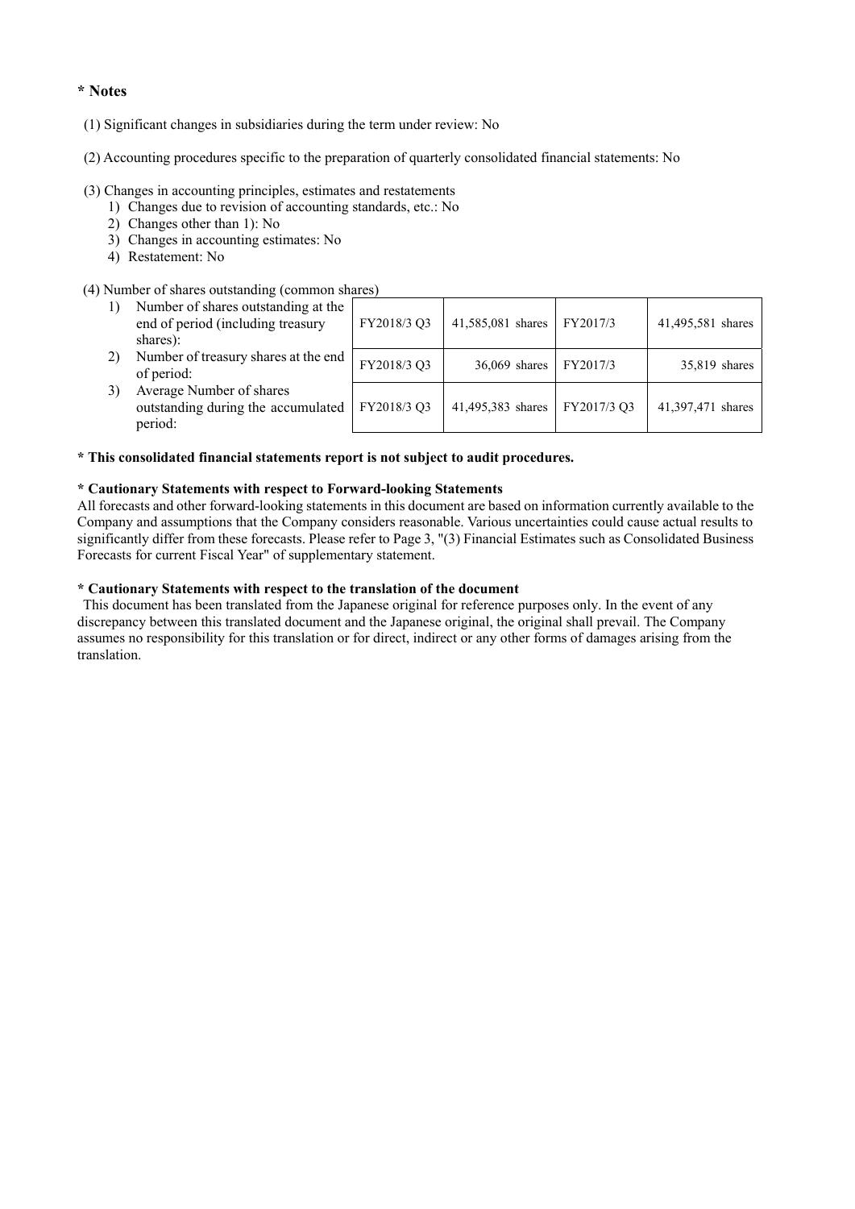## * Notes

(1) Significant changes in subsidiaries during the term under review: No

(2) Accounting procedures specific to the preparation of quarterly consolidated financial statements: No

(3) Changes in accounting principles, estimates and restatements
1) Changes due to revision of accounting standards, etc.: No
2) Changes other than 1): No
3) Changes in accounting estimates: No
4) Restatement: No

(4) Number of shares outstanding (common shares)

| | | | | |
|---|---|---|---|---|
| 1) Number of shares outstanding at the end of period (including treasury shares): | FY2018/3 Q3 | 41,585,081 shares | FY2017/3 | 41,495,581 shares |
| 2) Number of treasury shares at the end of period: | FY2018/3 Q3 | 36,069 shares | FY2017/3 | 35,819 shares |
| 3) Average Number of shares outstanding during the accumulated period: | FY2018/3 Q3 | 41,495,383 shares | FY2017/3 Q3 | 41,397,471 shares |

**\* This consolidated financial statements report is not subject to audit procedures.**

**\* Cautionary Statements with respect to Forward-looking Statements**

All forecasts and other forward-looking statements in this document are based on information currently available to the Company and assumptions that the Company considers reasonable. Various uncertainties could cause actual results to significantly differ from these forecasts. Please refer to Page 3, "(3) Financial Estimates such as Consolidated Business Forecasts for current Fiscal Year" of supplementary statement.

**\* Cautionary Statements with respect to the translation of the document**

This document has been translated from the Japanese original for reference purposes only. In the event of any discrepancy between this translated document and the Japanese original, the original shall prevail. The Company assumes no responsibility for this translation or for direct, indirect or any other forms of damages arising from the translation.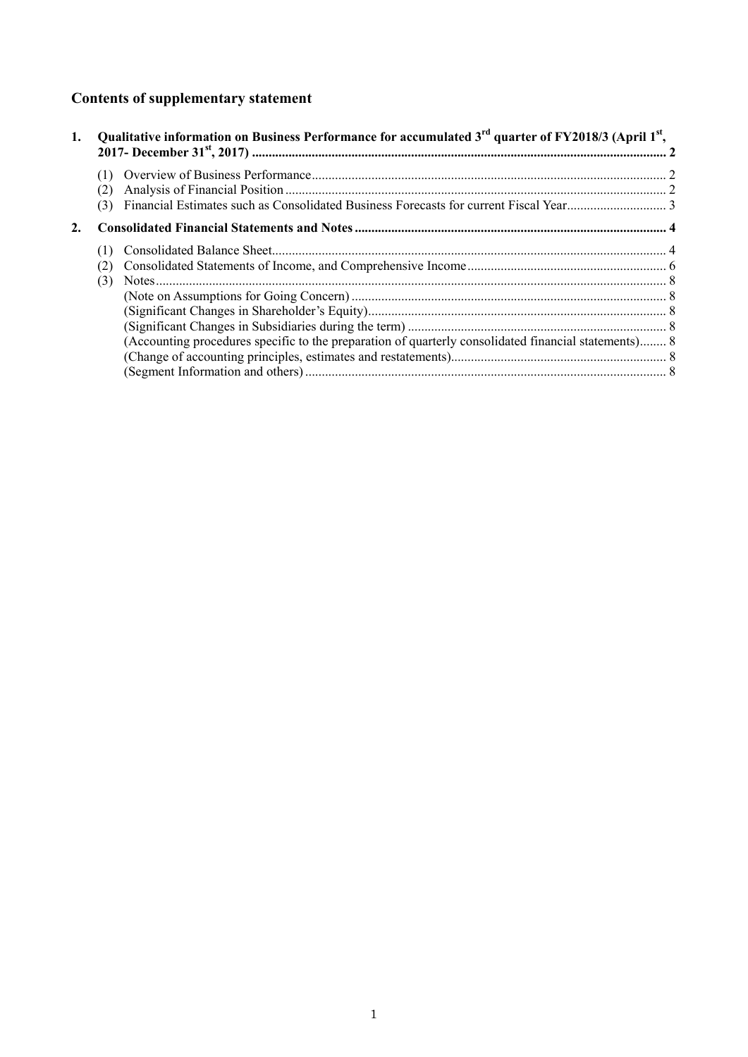## Contents of supplementary statement

1. **Qualitative information on Business Performance for accumulated 3rd quarter of FY2018/3 (April 1st, 2017- December 31st, 2017) .......... 2**
   - (1) Overview of Business Performance .......... 2
   - (2) Analysis of Financial Position .......... 2
   - (3) Financial Estimates such as Consolidated Business Forecasts for current Fiscal Year .......... 3
2. **Consolidated Financial Statements and Notes .......... 4**
   - (1) Consolidated Balance Sheet .......... 4
   - (2) Consolidated Statements of Income, and Comprehensive Income .......... 6
   - (3) Notes .......... 8
     - (Note on Assumptions for Going Concern) .......... 8
     - (Significant Changes in Shareholder's Equity) .......... 8
     - (Significant Changes in Subsidiaries during the term) .......... 8
     - (Accounting procedures specific to the preparation of quarterly consolidated financial statements) .......... 8
     - (Change of accounting principles, estimates and restatements) .......... 8
     - (Segment Information and others) .......... 8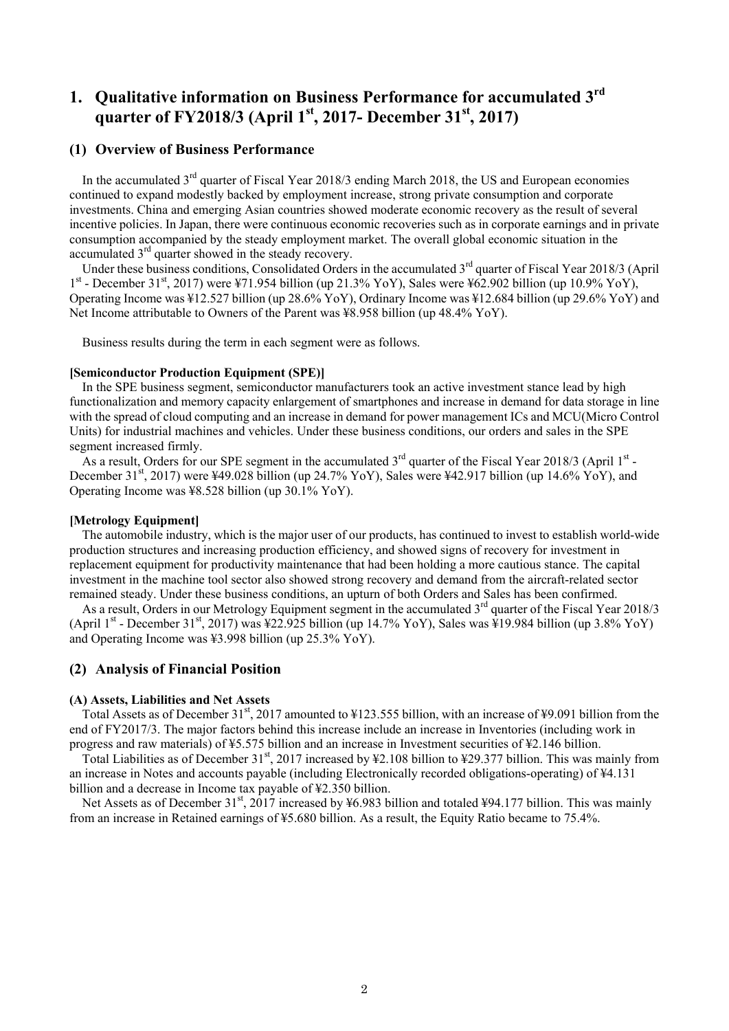# 1. Qualitative information on Business Performance for accumulated 3rd quarter of FY2018/3 (April 1st, 2017- December 31st, 2017)

## (1) Overview of Business Performance

In the accumulated 3rd quarter of Fiscal Year 2018/3 ending March 2018, the US and European economies continued to expand modestly backed by employment increase, strong private consumption and corporate investments. China and emerging Asian countries showed moderate economic recovery as the result of several incentive policies. In Japan, there were continuous economic recoveries such as in corporate earnings and in private consumption accompanied by the steady employment market. The overall global economic situation in the accumulated 3rd quarter showed in the steady recovery.

Under these business conditions, Consolidated Orders in the accumulated 3rd quarter of Fiscal Year 2018/3 (April 1st - December 31st, 2017) were ¥71.954 billion (up 21.3% YoY), Sales were ¥62.902 billion (up 10.9% YoY), Operating Income was ¥12.527 billion (up 28.6% YoY), Ordinary Income was ¥12.684 billion (up 29.6% YoY) and Net Income attributable to Owners of the Parent was ¥8.958 billion (up 48.4% YoY).

Business results during the term in each segment were as follows.

**[Semiconductor Production Equipment (SPE)]**

In the SPE business segment, semiconductor manufacturers took an active investment stance lead by high functionalization and memory capacity enlargement of smartphones and increase in demand for data storage in line with the spread of cloud computing and an increase in demand for power management ICs and MCU(Micro Control Units) for industrial machines and vehicles. Under these business conditions, our orders and sales in the SPE segment increased firmly.

As a result, Orders for our SPE segment in the accumulated 3rd quarter of the Fiscal Year 2018/3 (April 1st - December 31st, 2017) were ¥49.028 billion (up 24.7% YoY), Sales were ¥42.917 billion (up 14.6% YoY), and Operating Income was ¥8.528 billion (up 30.1% YoY).

**[Metrology Equipment]**

The automobile industry, which is the major user of our products, has continued to invest to establish world-wide production structures and increasing production efficiency, and showed signs of recovery for investment in replacement equipment for productivity maintenance that had been holding a more cautious stance. The capital investment in the machine tool sector also showed strong recovery and demand from the aircraft-related sector remained steady. Under these business conditions, an upturn of both Orders and Sales has been confirmed.

As a result, Orders in our Metrology Equipment segment in the accumulated 3rd quarter of the Fiscal Year 2018/3 (April 1st - December 31st, 2017) was ¥22.925 billion (up 14.7% YoY), Sales was ¥19.984 billion (up 3.8% YoY) and Operating Income was ¥3.998 billion (up 25.3% YoY).

## (2) Analysis of Financial Position

**(A) Assets, Liabilities and Net Assets**

Total Assets as of December 31st, 2017 amounted to ¥123.555 billion, with an increase of ¥9.091 billion from the end of FY2017/3. The major factors behind this increase include an increase in Inventories (including work in progress and raw materials) of ¥5.575 billion and an increase in Investment securities of ¥2.146 billion.

Total Liabilities as of December 31st, 2017 increased by ¥2.108 billion to ¥29.377 billion. This was mainly from an increase in Notes and accounts payable (including Electronically recorded obligations-operating) of ¥4.131 billion and a decrease in Income tax payable of ¥2.350 billion.

Net Assets as of December 31st, 2017 increased by ¥6.983 billion and totaled ¥94.177 billion. This was mainly from an increase in Retained earnings of ¥5.680 billion. As a result, the Equity Ratio became to 75.4%.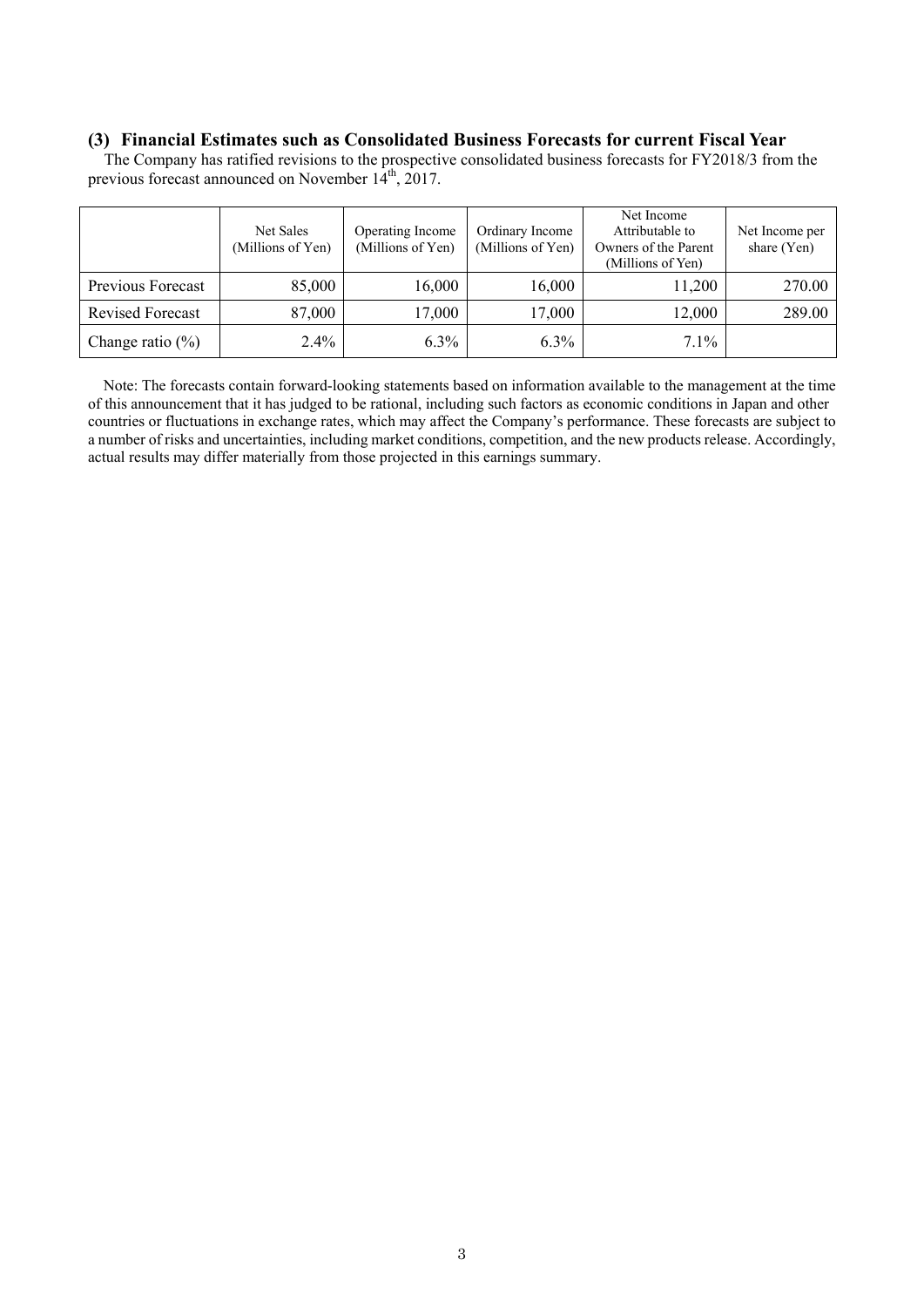### (3) Financial Estimates such as Consolidated Business Forecasts for current Fiscal Year

The Company has ratified revisions to the prospective consolidated business forecasts for FY2018/3 from the previous forecast announced on November 14th, 2017.

| | Net Sales (Millions of Yen) | Operating Income (Millions of Yen) | Ordinary Income (Millions of Yen) | Net Income Attributable to Owners of the Parent (Millions of Yen) | Net Income per share (Yen) |
|---|---|---|---|---|---|
| Previous Forecast | 85,000 | 16,000 | 16,000 | 11,200 | 270.00 |
| Revised Forecast | 87,000 | 17,000 | 17,000 | 12,000 | 289.00 |
| Change ratio (%) | 2.4% | 6.3% | 6.3% | 7.1% | |

Note: The forecasts contain forward-looking statements based on information available to the management at the time of this announcement that it has judged to be rational, including such factors as economic conditions in Japan and other countries or fluctuations in exchange rates, which may affect the Company's performance. These forecasts are subject to a number of risks and uncertainties, including market conditions, competition, and the new products release. Accordingly, actual results may differ materially from those projected in this earnings summary.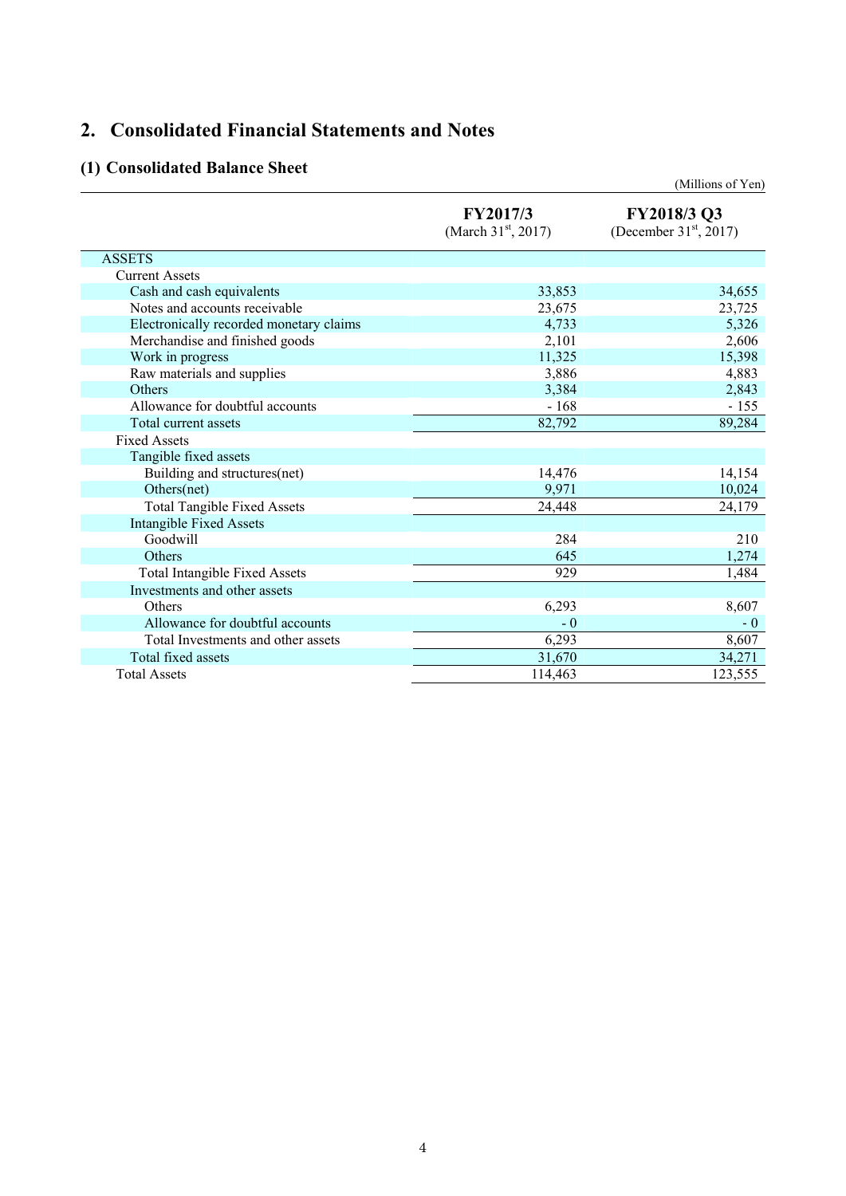## 2. Consolidated Financial Statements and Notes

### (1) Consolidated Balance Sheet

(Millions of Yen)

| | FY2017/3 (March 31st, 2017) | FY2018/3 Q3 (December 31st, 2017) |
|---|---|---|
| ASSETS | | |
| Current Assets | | |
| Cash and cash equivalents | 33,853 | 34,655 |
| Notes and accounts receivable | 23,675 | 23,725 |
| Electronically recorded monetary claims | 4,733 | 5,326 |
| Merchandise and finished goods | 2,101 | 2,606 |
| Work in progress | 11,325 | 15,398 |
| Raw materials and supplies | 3,886 | 4,883 |
| Others | 3,384 | 2,843 |
| Allowance for doubtful accounts | - 168 | - 155 |
| Total current assets | 82,792 | 89,284 |
| Fixed Assets | | |
| Tangible fixed assets | | |
| Building and structures(net) | 14,476 | 14,154 |
| Others(net) | 9,971 | 10,024 |
| Total Tangible Fixed Assets | 24,448 | 24,179 |
| Intangible Fixed Assets | | |
| Goodwill | 284 | 210 |
| Others | 645 | 1,274 |
| Total Intangible Fixed Assets | 929 | 1,484 |
| Investments and other assets | | |
| Others | 6,293 | 8,607 |
| Allowance for doubtful accounts | - 0 | - 0 |
| Total Investments and other assets | 6,293 | 8,607 |
| Total fixed assets | 31,670 | 34,271 |
| Total Assets | 114,463 | 123,555 |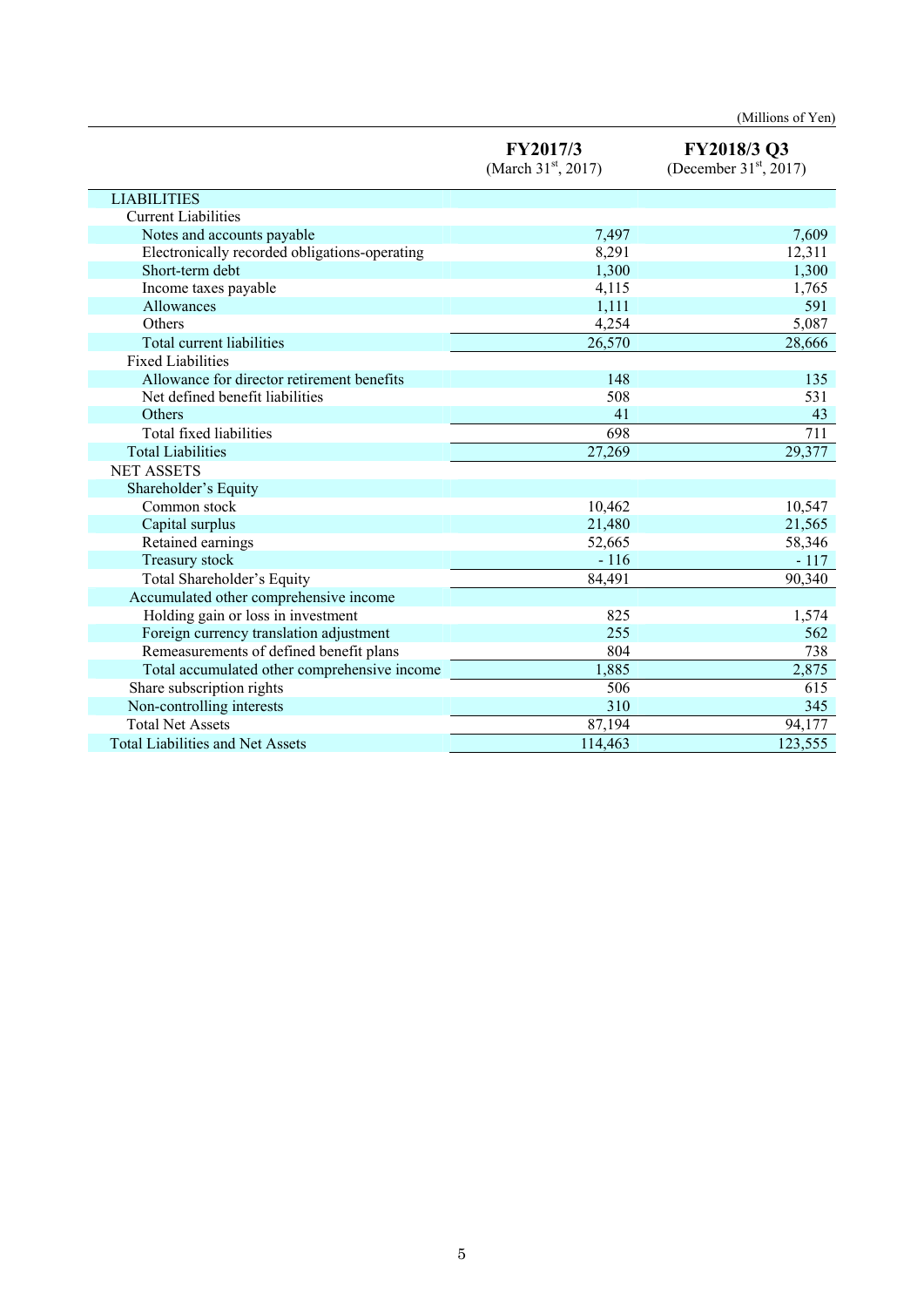(Millions of Yen)

| | FY2017/3 (March 31st, 2017) | FY2018/3 Q3 (December 31st, 2017) |
|---|---|---|
| LIABILITIES | | |
| Current Liabilities | | |
| Notes and accounts payable | 7,497 | 7,609 |
| Electronically recorded obligations-operating | 8,291 | 12,311 |
| Short-term debt | 1,300 | 1,300 |
| Income taxes payable | 4,115 | 1,765 |
| Allowances | 1,111 | 591 |
| Others | 4,254 | 5,087 |
| Total current liabilities | 26,570 | 28,666 |
| Fixed Liabilities | | |
| Allowance for director retirement benefits | 148 | 135 |
| Net defined benefit liabilities | 508 | 531 |
| Others | 41 | 43 |
| Total fixed liabilities | 698 | 711 |
| Total Liabilities | 27,269 | 29,377 |
| NET ASSETS | | |
| Shareholder's Equity | | |
| Common stock | 10,462 | 10,547 |
| Capital surplus | 21,480 | 21,565 |
| Retained earnings | 52,665 | 58,346 |
| Treasury stock | - 116 | - 117 |
| Total Shareholder's Equity | 84,491 | 90,340 |
| Accumulated other comprehensive income | | |
| Holding gain or loss in investment | 825 | 1,574 |
| Foreign currency translation adjustment | 255 | 562 |
| Remeasurements of defined benefit plans | 804 | 738 |
| Total accumulated other comprehensive income | 1,885 | 2,875 |
| Share subscription rights | 506 | 615 |
| Non-controlling interests | 310 | 345 |
| Total Net Assets | 87,194 | 94,177 |
| Total Liabilities and Net Assets | 114,463 | 123,555 |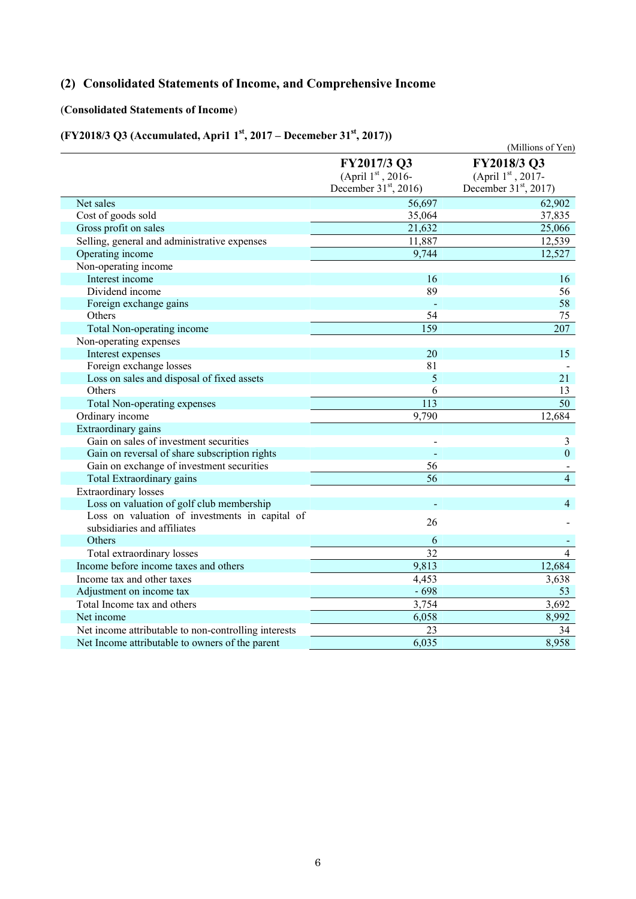## (2) Consolidated Statements of Income, and Comprehensive Income

### (Consolidated Statements of Income)

### (FY2018/3 Q3 (Accumulated, Apri1 1st, 2017 – Decemeber 31st, 2017))

(Millions of Yen)

| | FY2017/3 Q3 (April 1st, 2016- December 31st, 2016) | FY2018/3 Q3 (April 1st, 2017- December 31st, 2017) |
|---|---|---|
| Net sales | 56,697 | 62,902 |
| Cost of goods sold | 35,064 | 37,835 |
| Gross profit on sales | 21,632 | 25,066 |
| Selling, general and administrative expenses | 11,887 | 12,539 |
| Operating income | 9,744 | 12,527 |
| Non-operating income | | |
| Interest income | 16 | 16 |
| Dividend income | 89 | 56 |
| Foreign exchange gains | - | 58 |
| Others | 54 | 75 |
| Total Non-operating income | 159 | 207 |
| Non-operating expenses | | |
| Interest expenses | 20 | 15 |
| Foreign exchange losses | 81 | - |
| Loss on sales and disposal of fixed assets | 5 | 21 |
| Others | 6 | 13 |
| Total Non-operating expenses | 113 | 50 |
| Ordinary income | 9,790 | 12,684 |
| Extraordinary gains | | |
| Gain on sales of investment securities | - | 3 |
| Gain on reversal of share subscription rights | - | 0 |
| Gain on exchange of investment securities | 56 | - |
| Total Extraordinary gains | 56 | 4 |
| Extraordinary losses | | |
| Loss on valuation of golf club membership | - | 4 |
| Loss on valuation of investments in capital of subsidiaries and affiliates | 26 | - |
| Others | 6 | - |
| Total extraordinary losses | 32 | 4 |
| Income before income taxes and others | 9,813 | 12,684 |
| Income tax and other taxes | 4,453 | 3,638 |
| Adjustment on income tax | - 698 | 53 |
| Total Income tax and others | 3,754 | 3,692 |
| Net income | 6,058 | 8,992 |
| Net income attributable to non-controlling interests | 23 | 34 |
| Net Income attributable to owners of the parent | 6,035 | 8,958 |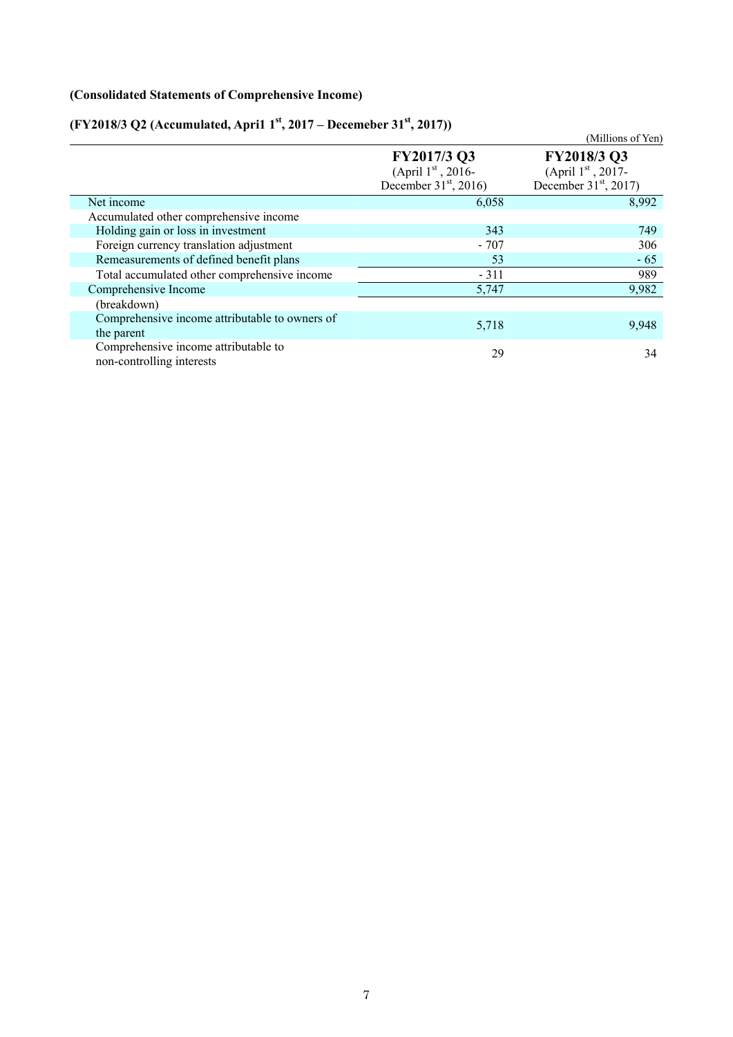**(Consolidated Statements of Comprehensive Income)**

**(FY2018/3 Q2 (Accumulated, April1 1st, 2017 – Decemeber 31st, 2017))**

(Millions of Yen)

| | FY2017/3 Q3 (April 1st, 2016- December 31st, 2016) | FY2018/3 Q3 (April 1st, 2017- December 31st, 2017) |
|---|---|---|
| Net income | 6,058 | 8,992 |
| Accumulated other comprehensive income | | |
| Holding gain or loss in investment | 343 | 749 |
| Foreign currency translation adjustment | - 707 | 306 |
| Remeasurements of defined benefit plans | 53 | - 65 |
| Total accumulated other comprehensive income | - 311 | 989 |
| Comprehensive Income | 5,747 | 9,982 |
| (breakdown) | | |
| Comprehensive income attributable to owners of the parent | 5,718 | 9,948 |
| Comprehensive income attributable to non-controlling interests | 29 | 34 |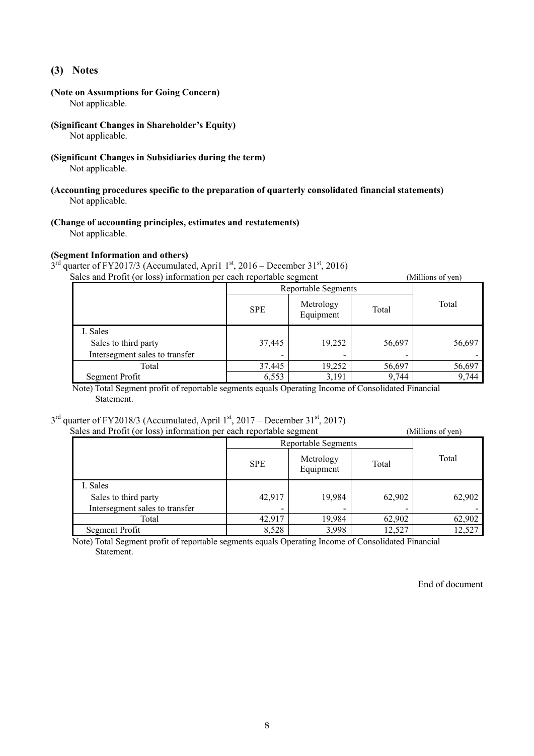## (3) Notes

**(Note on Assumptions for Going Concern)**
Not applicable.

**(Significant Changes in Shareholder's Equity)**
Not applicable.

**(Significant Changes in Subsidiaries during the term)**
Not applicable.

**(Accounting procedures specific to the preparation of quarterly consolidated financial statements)**
Not applicable.

**(Change of accounting principles, estimates and restatements)**
Not applicable.

**(Segment Information and others)**

3rd quarter of FY2017/3 (Accumulated, Apri1 1st, 2016 – December 31st, 2016)

Sales and Profit (or loss) information per each reportable segment (Millions of yen)

| | Reportable Segments | | | Total |
|---|---|---|---|---|
| | SPE | Metrology Equipment | Total | |
| I. Sales | | | | |
| Sales to third party | 37,445 | 19,252 | 56,697 | 56,697 |
| Intersegment sales to transfer | - | - | - | - |
| Total | 37,445 | 19,252 | 56,697 | 56,697 |
| Segment Profit | 6,553 | 3,191 | 9,744 | 9,744 |

Note) Total Segment profit of reportable segments equals Operating Income of Consolidated Financial Statement.

3rd quarter of FY2018/3 (Accumulated, April 1st, 2017 – December 31st, 2017)

Sales and Profit (or loss) information per each reportable segment (Millions of yen)

| | Reportable Segments | | | Total |
|---|---|---|---|---|
| | SPE | Metrology Equipment | Total | |
| I. Sales | | | | |
| Sales to third party | 42,917 | 19,984 | 62,902 | 62,902 |
| Intersegment sales to transfer | - | - | - | - |
| Total | 42,917 | 19,984 | 62,902 | 62,902 |
| Segment Profit | 8,528 | 3,998 | 12,527 | 12,527 |

Note) Total Segment profit of reportable segments equals Operating Income of Consolidated Financial Statement.

End of document